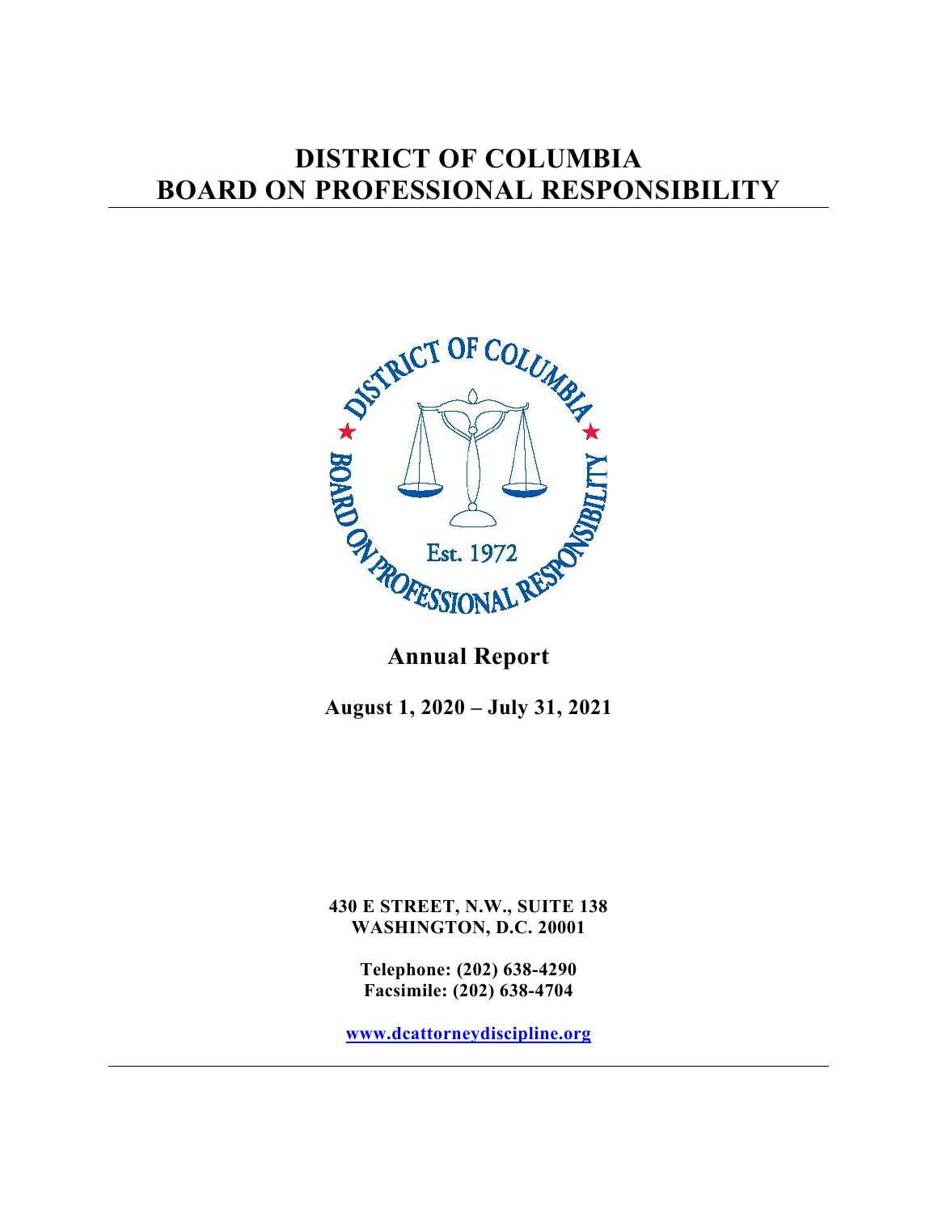# DISTRICT OF COLUMBIA BOARD ON PROFESSIONAL RESPONSIBILITY

## Annual Report

**August 1, 2020 – July 31, 2021**

**430 E STREET, N.W., SUITE 138**
**WASHINGTON, D.C. 20001**

**Telephone: (202) 638-4290**
**Facsimile: (202) 638-4704**

**www.dcattorneydiscipline.org**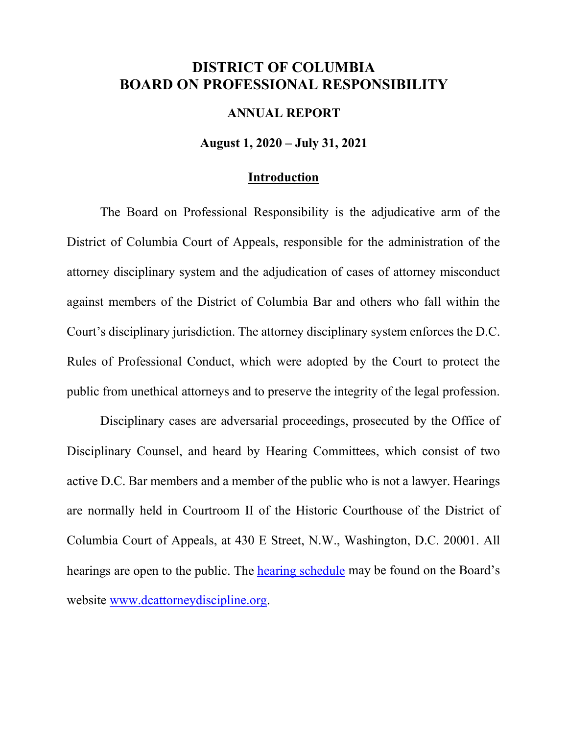# DISTRICT OF COLUMBIA
# BOARD ON PROFESSIONAL RESPONSIBILITY

## ANNUAL REPORT

**August 1, 2020 – July 31, 2021**

## Introduction

The Board on Professional Responsibility is the adjudicative arm of the District of Columbia Court of Appeals, responsible for the administration of the attorney disciplinary system and the adjudication of cases of attorney misconduct against members of the District of Columbia Bar and others who fall within the Court's disciplinary jurisdiction. The attorney disciplinary system enforces the D.C. Rules of Professional Conduct, which were adopted by the Court to protect the public from unethical attorneys and to preserve the integrity of the legal profession.

Disciplinary cases are adversarial proceedings, prosecuted by the Office of Disciplinary Counsel, and heard by Hearing Committees, which consist of two active D.C. Bar members and a member of the public who is not a lawyer. Hearings are normally held in Courtroom II of the Historic Courthouse of the District of Columbia Court of Appeals, at 430 E Street, N.W., Washington, D.C. 20001. All hearings are open to the public. The hearing schedule may be found on the Board's website www.dcattorneydiscipline.org.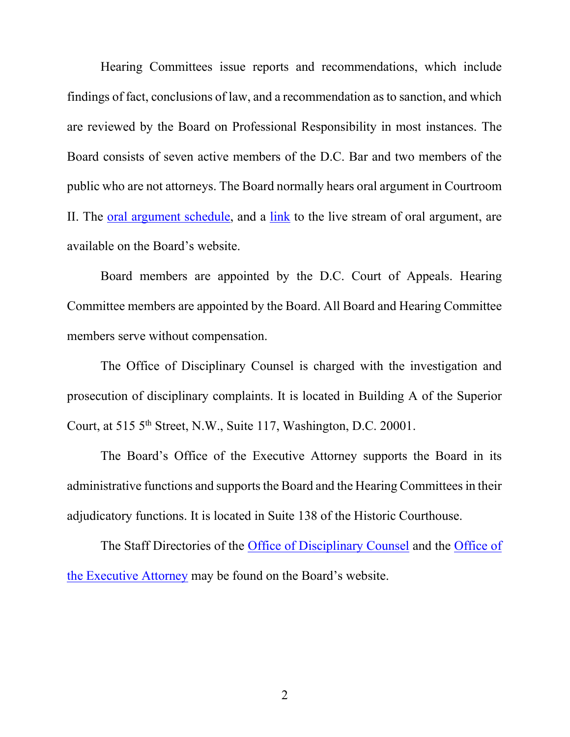Hearing Committees issue reports and recommendations, which include findings of fact, conclusions of law, and a recommendation as to sanction, and which are reviewed by the Board on Professional Responsibility in most instances. The Board consists of seven active members of the D.C. Bar and two members of the public who are not attorneys. The Board normally hears oral argument in Courtroom II. The oral argument schedule, and a link to the live stream of oral argument, are available on the Board's website.

Board members are appointed by the D.C. Court of Appeals. Hearing Committee members are appointed by the Board. All Board and Hearing Committee members serve without compensation.

The Office of Disciplinary Counsel is charged with the investigation and prosecution of disciplinary complaints. It is located in Building A of the Superior Court, at 515 5th Street, N.W., Suite 117, Washington, D.C. 20001.

The Board's Office of the Executive Attorney supports the Board in its administrative functions and supports the Board and the Hearing Committees in their adjudicatory functions. It is located in Suite 138 of the Historic Courthouse.

The Staff Directories of the Office of Disciplinary Counsel and the Office of the Executive Attorney may be found on the Board's website.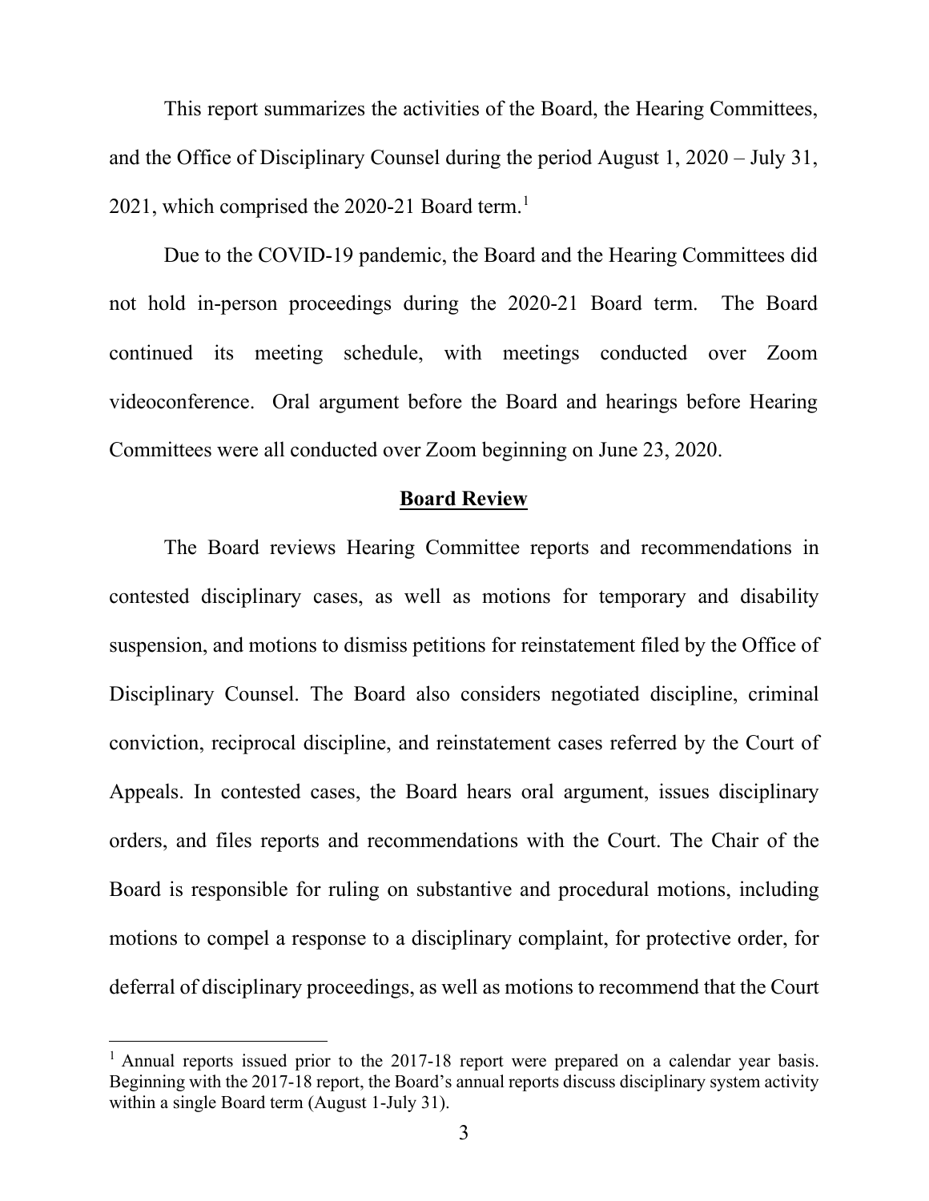This report summarizes the activities of the Board, the Hearing Committees, and the Office of Disciplinary Counsel during the period August 1, 2020 – July 31, 2021, which comprised the 2020-21 Board term.[1]

Due to the COVID-19 pandemic, the Board and the Hearing Committees did not hold in-person proceedings during the 2020-21 Board term. The Board continued its meeting schedule, with meetings conducted over Zoom videoconference. Oral argument before the Board and hearings before Hearing Committees were all conducted over Zoom beginning on June 23, 2020.

## Board Review

The Board reviews Hearing Committee reports and recommendations in contested disciplinary cases, as well as motions for temporary and disability suspension, and motions to dismiss petitions for reinstatement filed by the Office of Disciplinary Counsel. The Board also considers negotiated discipline, criminal conviction, reciprocal discipline, and reinstatement cases referred by the Court of Appeals. In contested cases, the Board hears oral argument, issues disciplinary orders, and files reports and recommendations with the Court. The Chair of the Board is responsible for ruling on substantive and procedural motions, including motions to compel a response to a disciplinary complaint, for protective order, for deferral of disciplinary proceedings, as well as motions to recommend that the Court

[1] Annual reports issued prior to the 2017-18 report were prepared on a calendar year basis. Beginning with the 2017-18 report, the Board's annual reports discuss disciplinary system activity within a single Board term (August 1-July 31).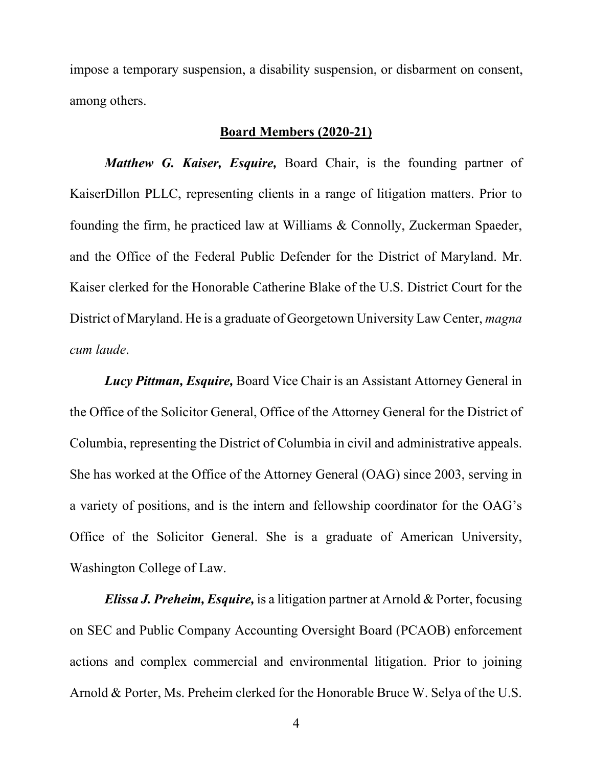impose a temporary suspension, a disability suspension, or disbarment on consent, among others.

## Board Members (2020-21)

***Matthew G. Kaiser, Esquire,*** Board Chair, is the founding partner of KaiserDillon PLLC, representing clients in a range of litigation matters. Prior to founding the firm, he practiced law at Williams & Connolly, Zuckerman Spaeder, and the Office of the Federal Public Defender for the District of Maryland. Mr. Kaiser clerked for the Honorable Catherine Blake of the U.S. District Court for the District of Maryland. He is a graduate of Georgetown University Law Center, *magna cum laude*.

***Lucy Pittman, Esquire,*** Board Vice Chair is an Assistant Attorney General in the Office of the Solicitor General, Office of the Attorney General for the District of Columbia, representing the District of Columbia in civil and administrative appeals. She has worked at the Office of the Attorney General (OAG) since 2003, serving in a variety of positions, and is the intern and fellowship coordinator for the OAG's Office of the Solicitor General. She is a graduate of American University, Washington College of Law.

***Elissa J. Preheim, Esquire,*** is a litigation partner at Arnold & Porter, focusing on SEC and Public Company Accounting Oversight Board (PCAOB) enforcement actions and complex commercial and environmental litigation. Prior to joining Arnold & Porter, Ms. Preheim clerked for the Honorable Bruce W. Selya of the U.S.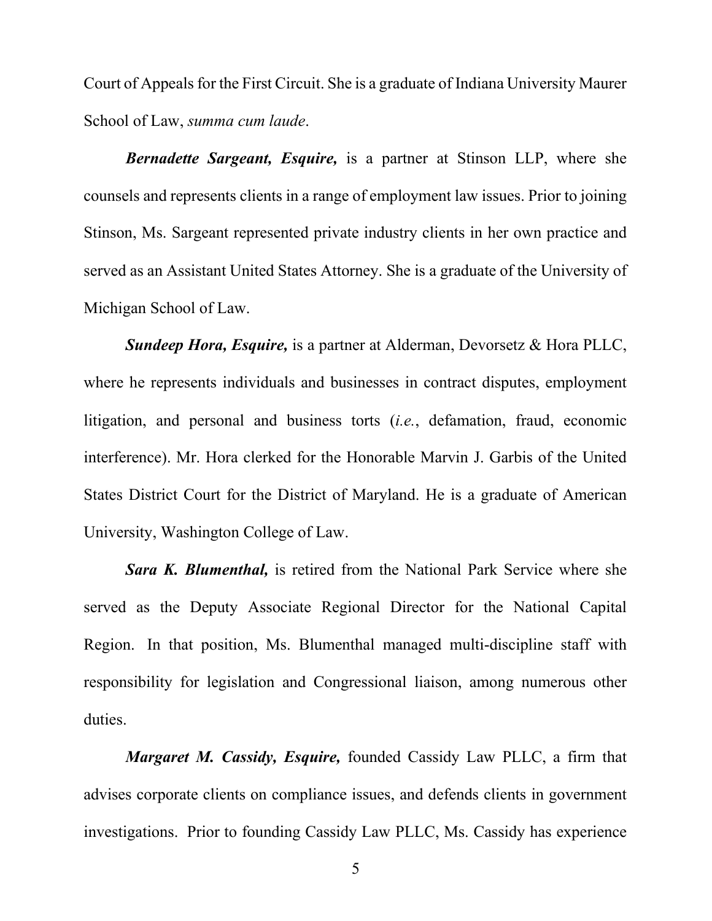Court of Appeals for the First Circuit. She is a graduate of Indiana University Maurer School of Law, *summa cum laude*.

***Bernadette Sargeant, Esquire,*** is a partner at Stinson LLP, where she counsels and represents clients in a range of employment law issues. Prior to joining Stinson, Ms. Sargeant represented private industry clients in her own practice and served as an Assistant United States Attorney. She is a graduate of the University of Michigan School of Law.

***Sundeep Hora, Esquire,*** is a partner at Alderman, Devorsetz & Hora PLLC, where he represents individuals and businesses in contract disputes, employment litigation, and personal and business torts (*i.e.*, defamation, fraud, economic interference). Mr. Hora clerked for the Honorable Marvin J. Garbis of the United States District Court for the District of Maryland. He is a graduate of American University, Washington College of Law.

***Sara K. Blumenthal,*** is retired from the National Park Service where she served as the Deputy Associate Regional Director for the National Capital Region. In that position, Ms. Blumenthal managed multi-discipline staff with responsibility for legislation and Congressional liaison, among numerous other duties.

***Margaret M. Cassidy, Esquire,*** founded Cassidy Law PLLC, a firm that advises corporate clients on compliance issues, and defends clients in government investigations. Prior to founding Cassidy Law PLLC, Ms. Cassidy has experience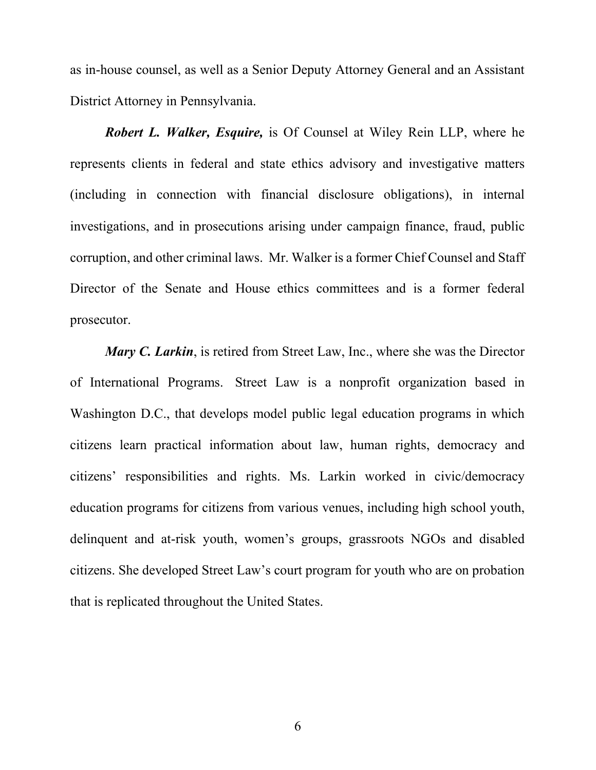as in-house counsel, as well as a Senior Deputy Attorney General and an Assistant District Attorney in Pennsylvania.

***Robert L. Walker, Esquire,*** is Of Counsel at Wiley Rein LLP, where he represents clients in federal and state ethics advisory and investigative matters (including in connection with financial disclosure obligations), in internal investigations, and in prosecutions arising under campaign finance, fraud, public corruption, and other criminal laws. Mr. Walker is a former Chief Counsel and Staff Director of the Senate and House ethics committees and is a former federal prosecutor.

***Mary C. Larkin***, is retired from Street Law, Inc., where she was the Director of International Programs. Street Law is a nonprofit organization based in Washington D.C., that develops model public legal education programs in which citizens learn practical information about law, human rights, democracy and citizens' responsibilities and rights. Ms. Larkin worked in civic/democracy education programs for citizens from various venues, including high school youth, delinquent and at-risk youth, women's groups, grassroots NGOs and disabled citizens. She developed Street Law's court program for youth who are on probation that is replicated throughout the United States.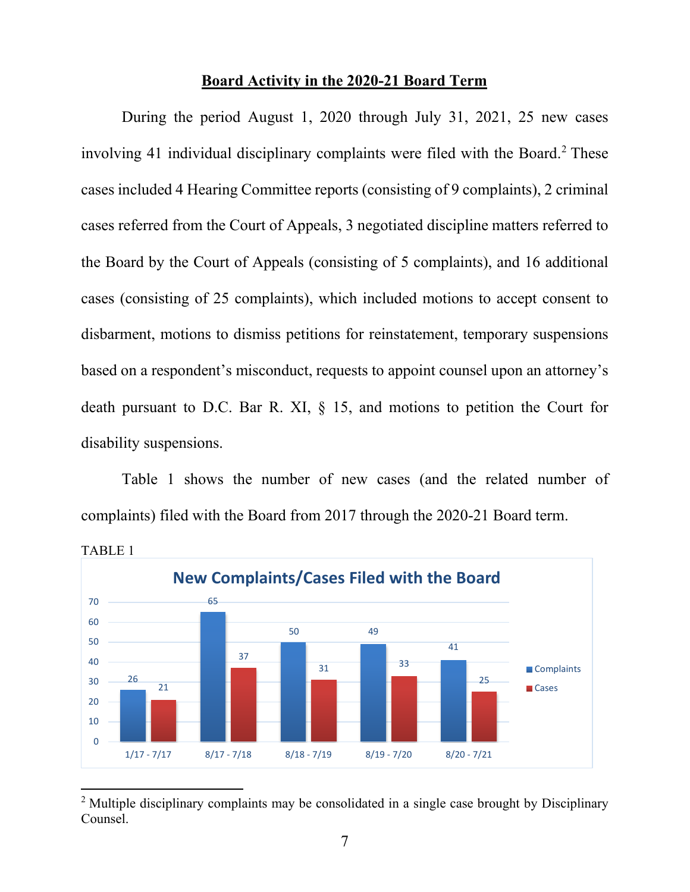## Board Activity in the 2020-21 Board Term

During the period August 1, 2020 through July 31, 2021, 25 new cases involving 41 individual disciplinary complaints were filed with the Board.[2] These cases included 4 Hearing Committee reports (consisting of 9 complaints), 2 criminal cases referred from the Court of Appeals, 3 negotiated discipline matters referred to the Board by the Court of Appeals (consisting of 5 complaints), and 16 additional cases (consisting of 25 complaints), which included motions to accept consent to disbarment, motions to dismiss petitions for reinstatement, temporary suspensions based on a respondent's misconduct, requests to appoint counsel upon an attorney's death pursuant to D.C. Bar R. XI, § 15, and motions to petition the Court for disability suspensions.

Table 1 shows the number of new cases (and the related number of complaints) filed with the Board from 2017 through the 2020-21 Board term.

TABLE 1

**New Complaints/Cases Filed with the Board**

| Period | Complaints | Cases |
|---|---|---|
| 1/17 - 7/17 | 26 | 21 |
| 8/17 - 7/18 | 65 | 37 |
| 8/18 - 7/19 | 50 | 31 |
| 8/19 - 7/20 | 49 | 33 |
| 8/20 - 7/21 | 41 | 25 |

[2] Multiple disciplinary complaints may be consolidated in a single case brought by Disciplinary Counsel.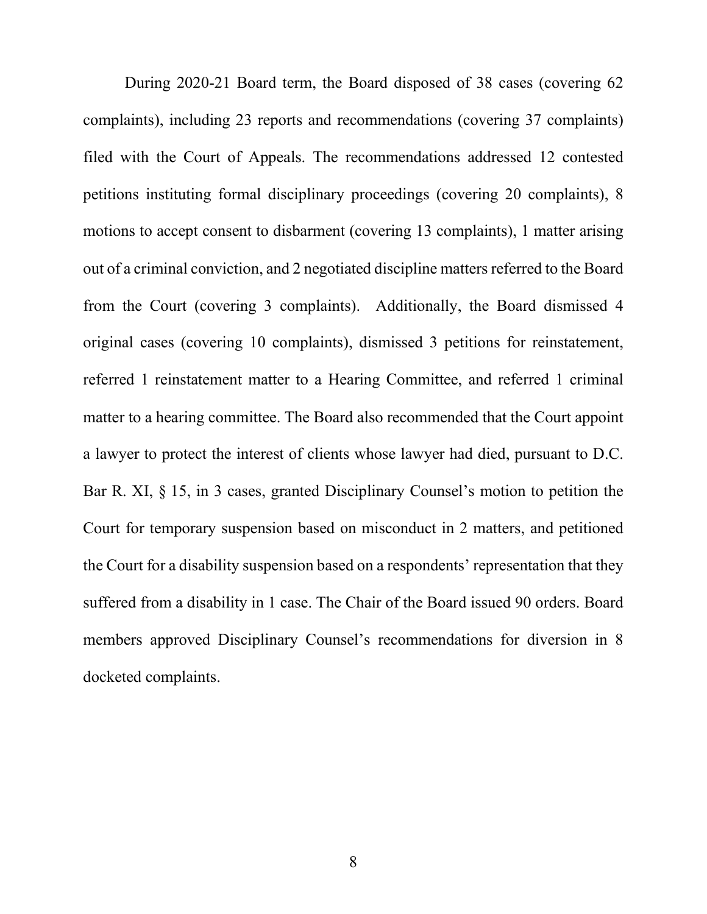During 2020-21 Board term, the Board disposed of 38 cases (covering 62 complaints), including 23 reports and recommendations (covering 37 complaints) filed with the Court of Appeals. The recommendations addressed 12 contested petitions instituting formal disciplinary proceedings (covering 20 complaints), 8 motions to accept consent to disbarment (covering 13 complaints), 1 matter arising out of a criminal conviction, and 2 negotiated discipline matters referred to the Board from the Court (covering 3 complaints). Additionally, the Board dismissed 4 original cases (covering 10 complaints), dismissed 3 petitions for reinstatement, referred 1 reinstatement matter to a Hearing Committee, and referred 1 criminal matter to a hearing committee. The Board also recommended that the Court appoint a lawyer to protect the interest of clients whose lawyer had died, pursuant to D.C. Bar R. XI, § 15, in 3 cases, granted Disciplinary Counsel's motion to petition the Court for temporary suspension based on misconduct in 2 matters, and petitioned the Court for a disability suspension based on a respondents' representation that they suffered from a disability in 1 case. The Chair of the Board issued 90 orders. Board members approved Disciplinary Counsel's recommendations for diversion in 8 docketed complaints.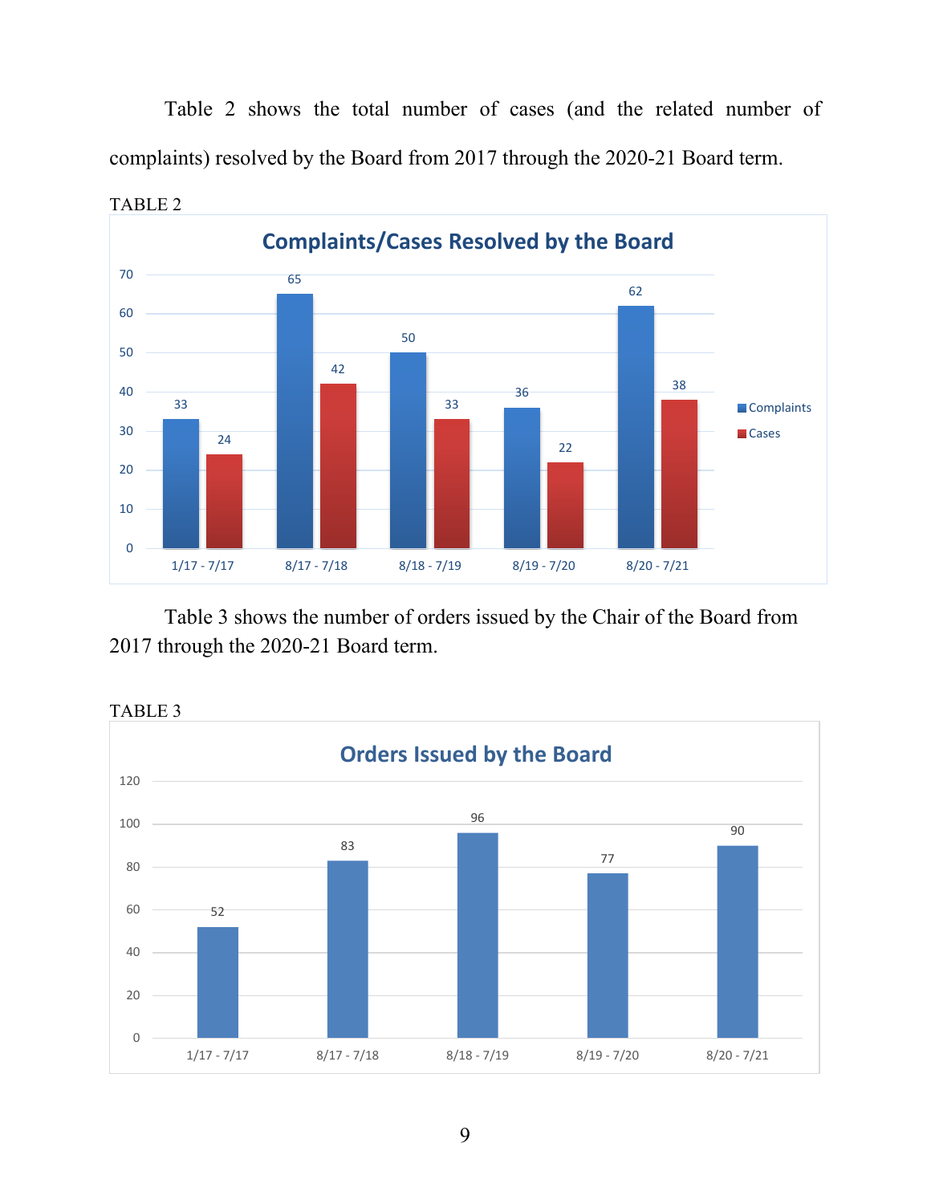Table 2 shows the total number of cases (and the related number of complaints) resolved by the Board from 2017 through the 2020-21 Board term.

TABLE 2

**Complaints/Cases Resolved by the Board**

| Period | Complaints | Cases |
|---|---|---|
| 1/17 - 7/17 | 33 | 24 |
| 8/17 - 7/18 | 65 | 42 |
| 8/18 - 7/19 | 50 | 33 |
| 8/19 - 7/20 | 36 | 22 |
| 8/20 - 7/21 | 62 | 38 |

Table 3 shows the number of orders issued by the Chair of the Board from 2017 through the 2020-21 Board term.

TABLE 3

**Orders Issued by the Board**

| Period | Orders |
|---|---|
| 1/17 - 7/17 | 52 |
| 8/17 - 7/18 | 83 |
| 8/18 - 7/19 | 96 |
| 8/19 - 7/20 | 77 |
| 8/20 - 7/21 | 90 |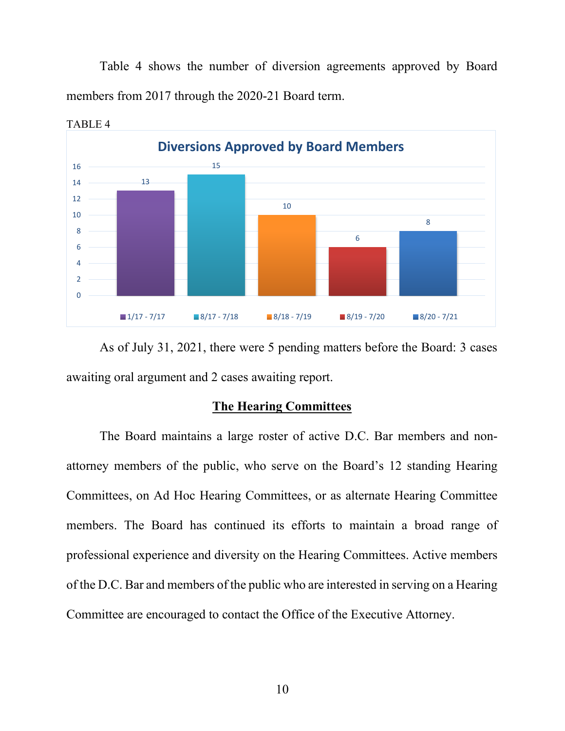Table 4 shows the number of diversion agreements approved by Board members from 2017 through the 2020-21 Board term.

TABLE 4

**Diversions Approved by Board Members**

| Period | Diversions Approved |
| --- | --- |
| 1/17 - 7/17 | 13 |
| 8/17 - 7/18 | 15 |
| 8/18 - 7/19 | 10 |
| 8/19 - 7/20 | 6 |
| 8/20 - 7/21 | 8 |

As of July 31, 2021, there were 5 pending matters before the Board: 3 cases awaiting oral argument and 2 cases awaiting report.

## The Hearing Committees

The Board maintains a large roster of active D.C. Bar members and non-attorney members of the public, who serve on the Board's 12 standing Hearing Committees, on Ad Hoc Hearing Committees, or as alternate Hearing Committee members. The Board has continued its efforts to maintain a broad range of professional experience and diversity on the Hearing Committees. Active members of the D.C. Bar and members of the public who are interested in serving on a Hearing Committee are encouraged to contact the Office of the Executive Attorney.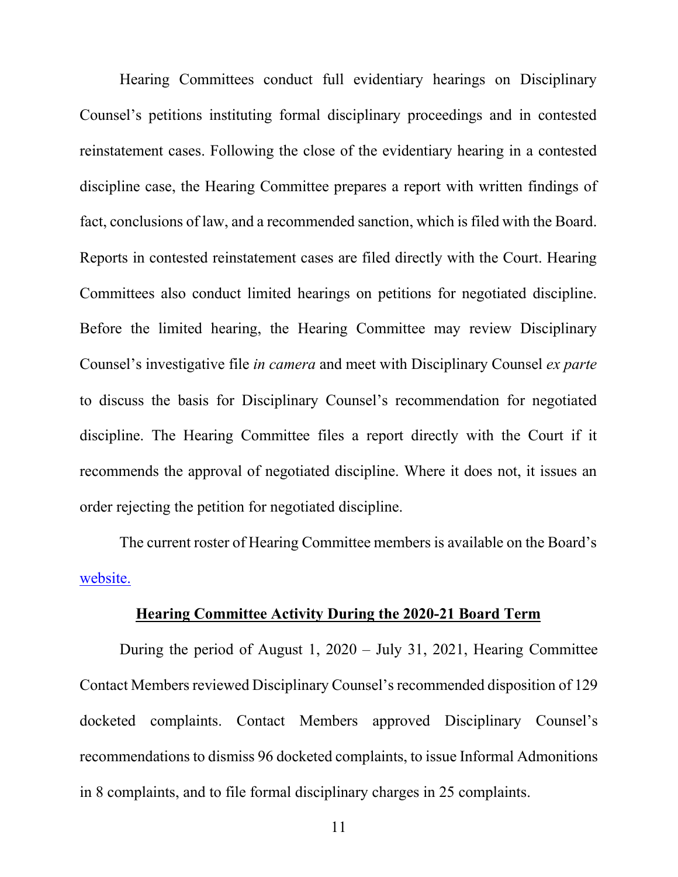Hearing Committees conduct full evidentiary hearings on Disciplinary Counsel's petitions instituting formal disciplinary proceedings and in contested reinstatement cases. Following the close of the evidentiary hearing in a contested discipline case, the Hearing Committee prepares a report with written findings of fact, conclusions of law, and a recommended sanction, which is filed with the Board. Reports in contested reinstatement cases are filed directly with the Court. Hearing Committees also conduct limited hearings on petitions for negotiated discipline. Before the limited hearing, the Hearing Committee may review Disciplinary Counsel's investigative file *in camera* and meet with Disciplinary Counsel *ex parte* to discuss the basis for Disciplinary Counsel's recommendation for negotiated discipline. The Hearing Committee files a report directly with the Court if it recommends the approval of negotiated discipline. Where it does not, it issues an order rejecting the petition for negotiated discipline.

The current roster of Hearing Committee members is available on the Board's website.

## Hearing Committee Activity During the 2020-21 Board Term

During the period of August 1, 2020 – July 31, 2021, Hearing Committee Contact Members reviewed Disciplinary Counsel's recommended disposition of 129 docketed complaints. Contact Members approved Disciplinary Counsel's recommendations to dismiss 96 docketed complaints, to issue Informal Admonitions in 8 complaints, and to file formal disciplinary charges in 25 complaints.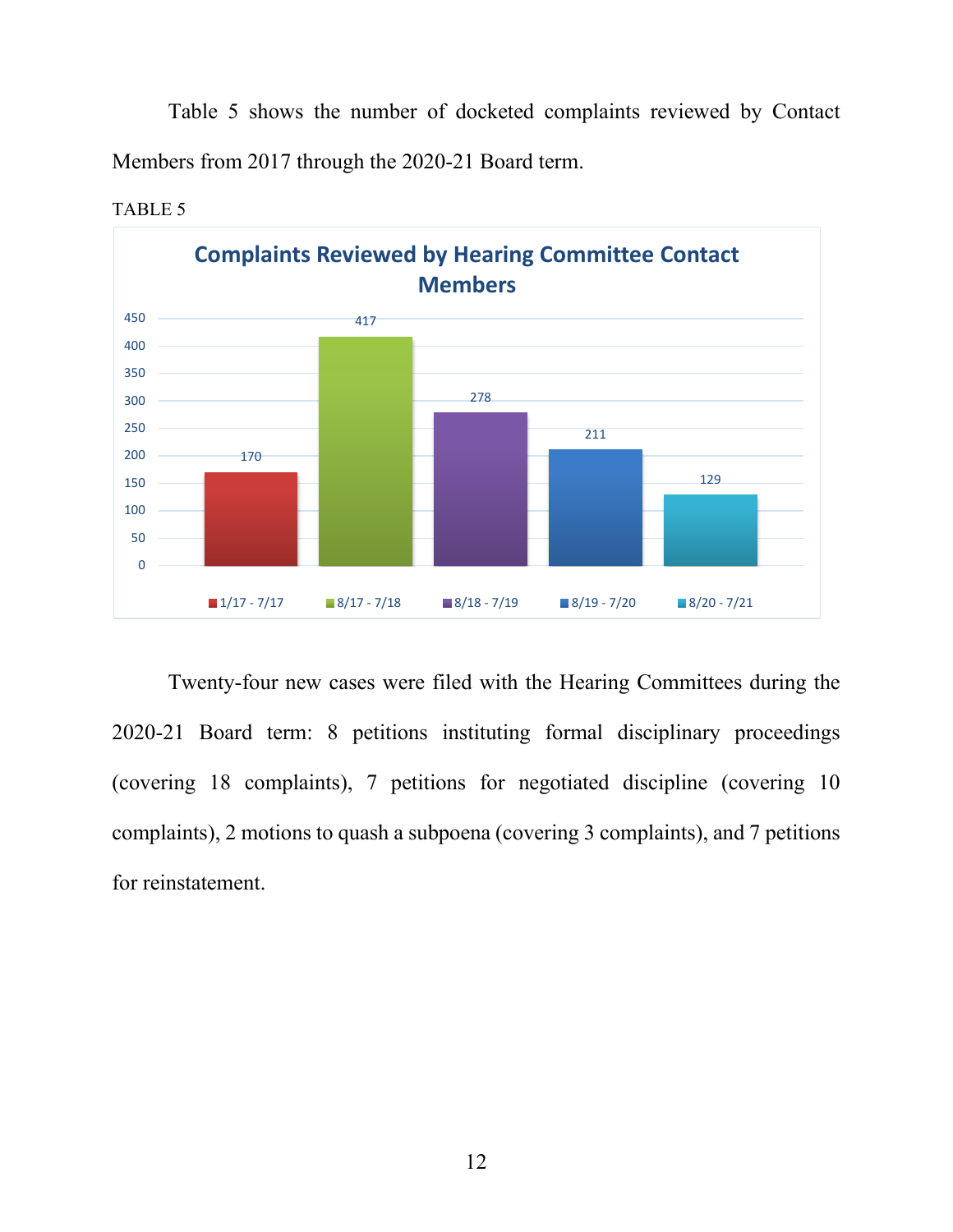Table 5 shows the number of docketed complaints reviewed by Contact Members from 2017 through the 2020-21 Board term.

TABLE 5

**Complaints Reviewed by Hearing Committee Contact Members**

| Period | Complaints |
|---|---|
| 1/17 - 7/17 | 170 |
| 8/17 - 7/18 | 417 |
| 8/18 - 7/19 | 278 |
| 8/19 - 7/20 | 211 |
| 8/20 - 7/21 | 129 |

Twenty-four new cases were filed with the Hearing Committees during the 2020-21 Board term: 8 petitions instituting formal disciplinary proceedings (covering 18 complaints), 7 petitions for negotiated discipline (covering 10 complaints), 2 motions to quash a subpoena (covering 3 complaints), and 7 petitions for reinstatement.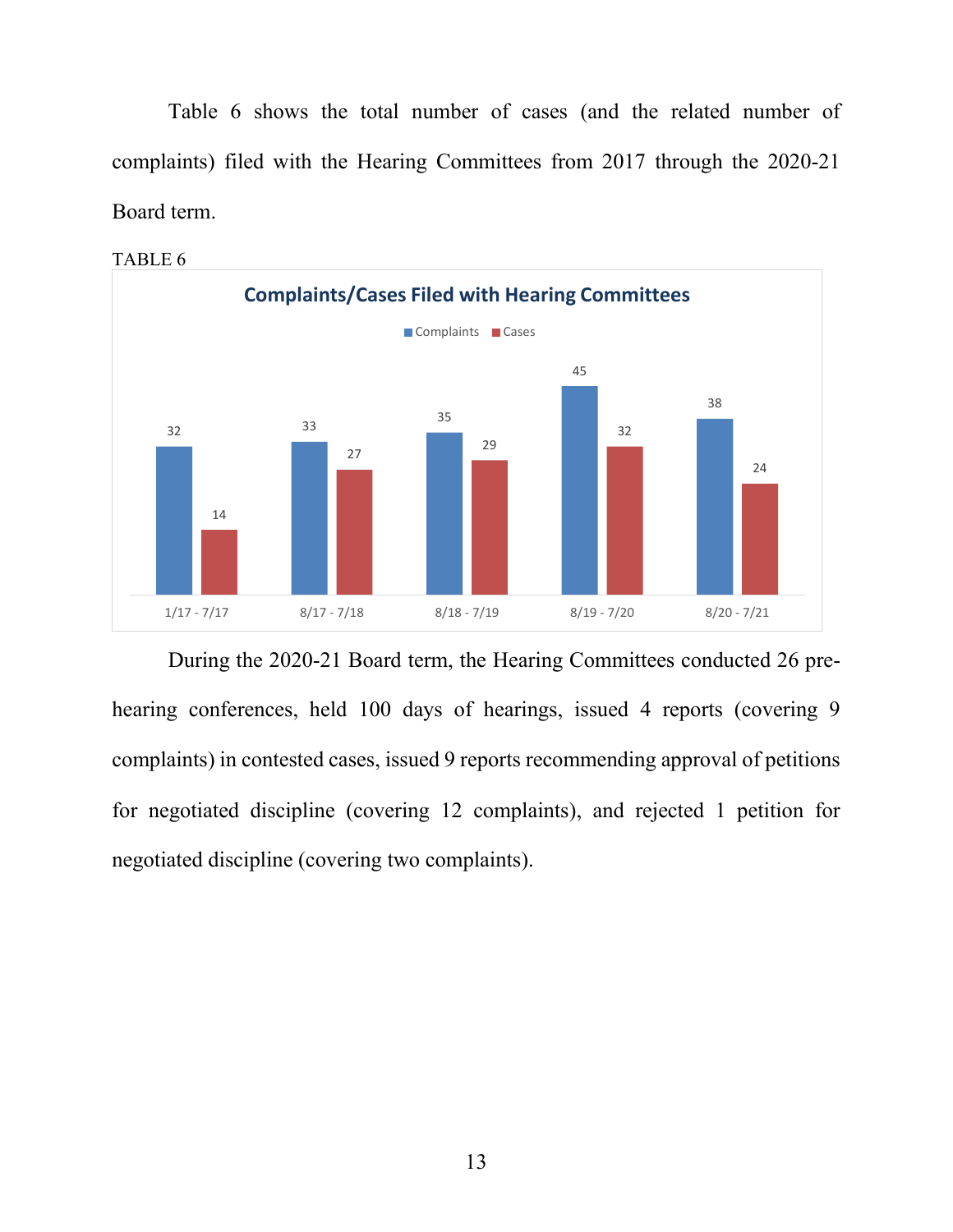Table 6 shows the total number of cases (and the related number of complaints) filed with the Hearing Committees from 2017 through the 2020-21 Board term.

TABLE 6

**Complaints/Cases Filed with Hearing Committees**

| Period | Complaints | Cases |
|---|---|---|
| 1/17 - 7/17 | 32 | 14 |
| 8/17 - 7/18 | 33 | 27 |
| 8/18 - 7/19 | 35 | 29 |
| 8/19 - 7/20 | 45 | 32 |
| 8/20 - 7/21 | 38 | 24 |

During the 2020-21 Board term, the Hearing Committees conducted 26 pre-hearing conferences, held 100 days of hearings, issued 4 reports (covering 9 complaints) in contested cases, issued 9 reports recommending approval of petitions for negotiated discipline (covering 12 complaints), and rejected 1 petition for negotiated discipline (covering two complaints).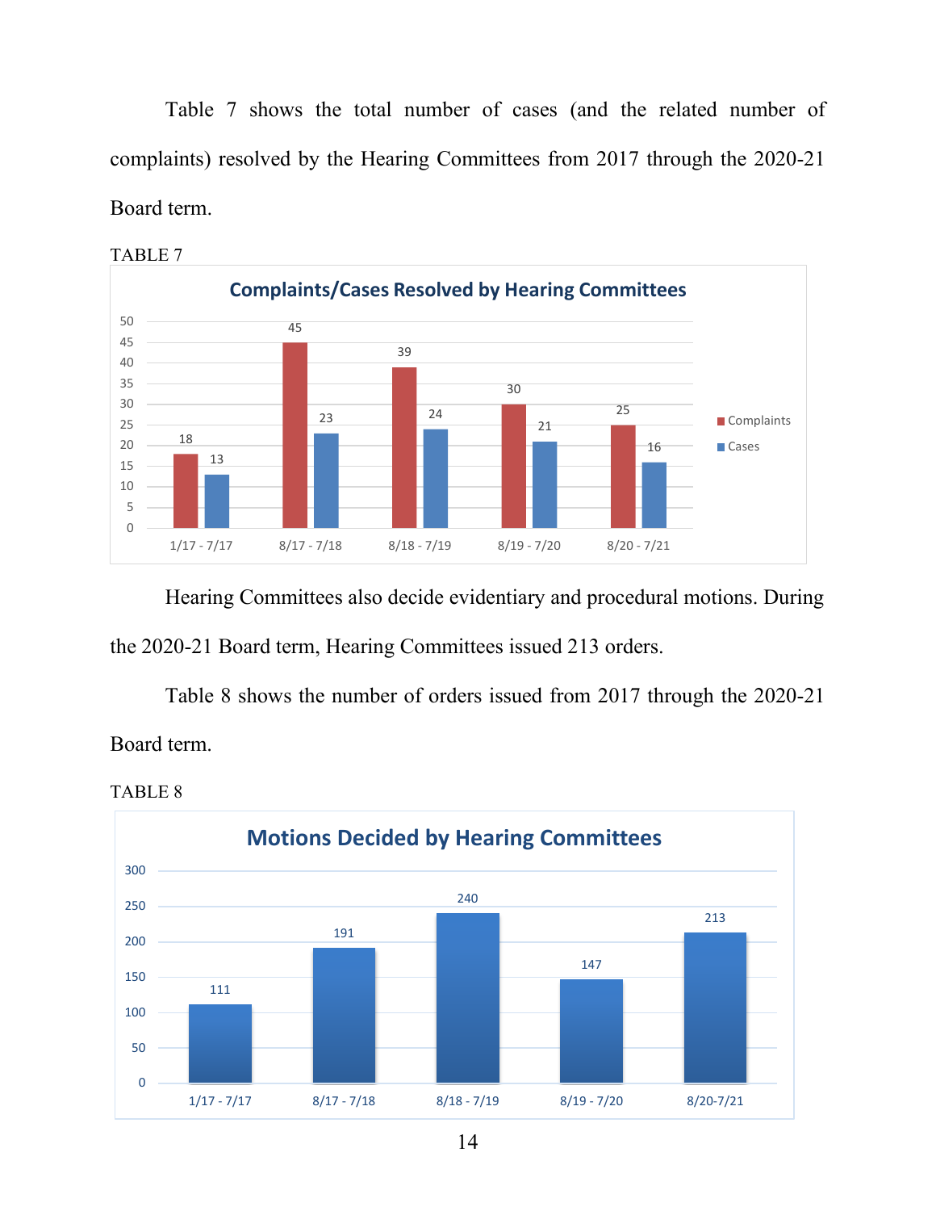Table 7 shows the total number of cases (and the related number of complaints) resolved by the Hearing Committees from 2017 through the 2020-21 Board term.

TABLE 7

**Complaints/Cases Resolved by Hearing Committees**

| Period | Complaints | Cases |
|---|---|---|
| 1/17 - 7/17 | 18 | 13 |
| 8/17 - 7/18 | 45 | 23 |
| 8/18 - 7/19 | 39 | 24 |
| 8/19 - 7/20 | 30 | 21 |
| 8/20 - 7/21 | 25 | 16 |

Hearing Committees also decide evidentiary and procedural motions. During the 2020-21 Board term, Hearing Committees issued 213 orders.

Table 8 shows the number of orders issued from 2017 through the 2020-21 Board term.

TABLE 8

**Motions Decided by Hearing Committees**

| Period | Motions |
|---|---|
| 1/17 - 7/17 | 111 |
| 8/17 - 7/18 | 191 |
| 8/18 - 7/19 | 240 |
| 8/19 - 7/20 | 147 |
| 8/20-7/21 | 213 |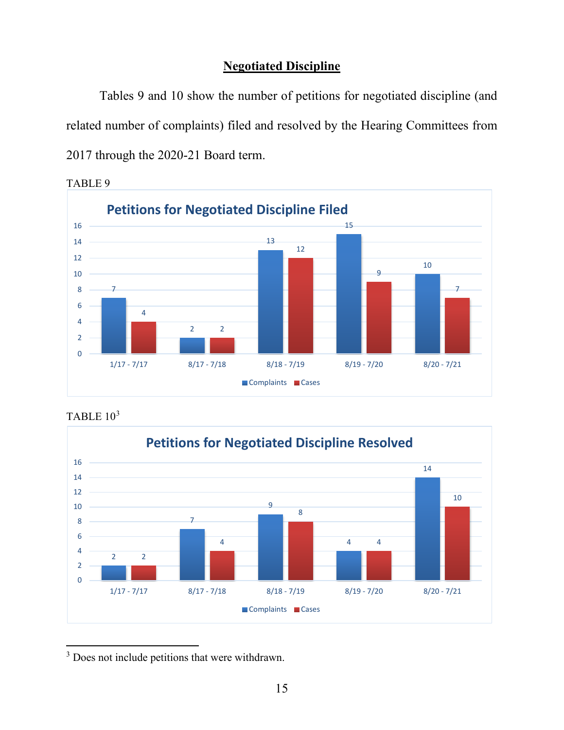## Negotiated Discipline

Tables 9 and 10 show the number of petitions for negotiated discipline (and related number of complaints) filed and resolved by the Hearing Committees from 2017 through the 2020-21 Board term.

TABLE 9

**Petitions for Negotiated Discipline Filed**

| Period | Complaints | Cases |
|---|---|---|
| 1/17 - 7/17 | 7 | 4 |
| 8/17 - 7/18 | 2 | 2 |
| 8/18 - 7/19 | 13 | 12 |
| 8/19 - 7/20 | 15 | 9 |
| 8/20 - 7/21 | 10 | 7 |

TABLE 10[3]

**Petitions for Negotiated Discipline Resolved**

| Period | Complaints | Cases |
|---|---|---|
| 1/17 - 7/17 | 2 | 2 |
| 8/17 - 7/18 | 7 | 4 |
| 8/18 - 7/19 | 9 | 8 |
| 8/19 - 7/20 | 4 | 4 |
| 8/20 - 7/21 | 14 | 10 |

[3] Does not include petitions that were withdrawn.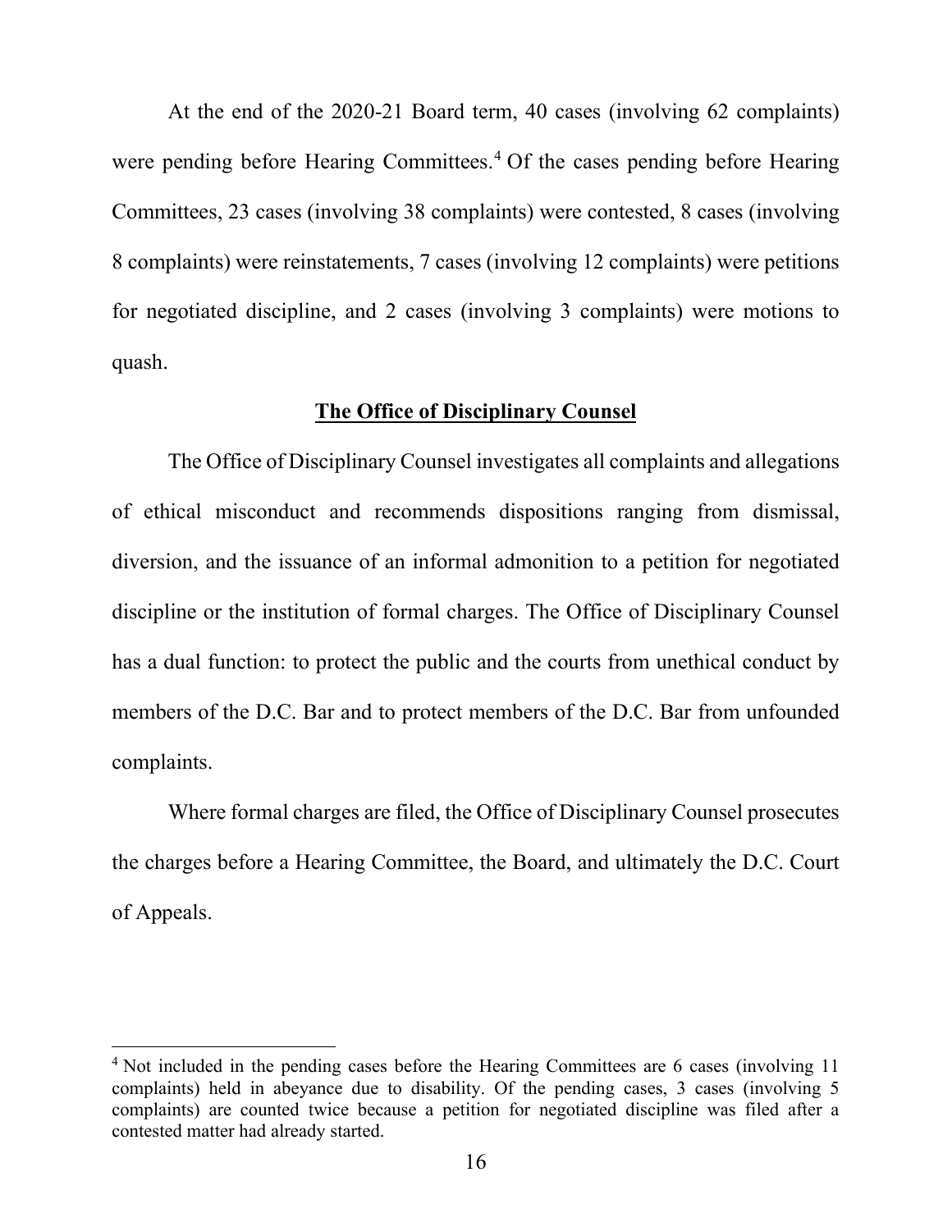At the end of the 2020-21 Board term, 40 cases (involving 62 complaints) were pending before Hearing Committees.[4] Of the cases pending before Hearing Committees, 23 cases (involving 38 complaints) were contested, 8 cases (involving 8 complaints) were reinstatements, 7 cases (involving 12 complaints) were petitions for negotiated discipline, and 2 cases (involving 3 complaints) were motions to quash.

## The Office of Disciplinary Counsel

The Office of Disciplinary Counsel investigates all complaints and allegations of ethical misconduct and recommends dispositions ranging from dismissal, diversion, and the issuance of an informal admonition to a petition for negotiated discipline or the institution of formal charges. The Office of Disciplinary Counsel has a dual function: to protect the public and the courts from unethical conduct by members of the D.C. Bar and to protect members of the D.C. Bar from unfounded complaints.

Where formal charges are filed, the Office of Disciplinary Counsel prosecutes the charges before a Hearing Committee, the Board, and ultimately the D.C. Court of Appeals.

---

[4] Not included in the pending cases before the Hearing Committees are 6 cases (involving 11 complaints) held in abeyance due to disability. Of the pending cases, 3 cases (involving 5 complaints) are counted twice because a petition for negotiated discipline was filed after a contested matter had already started.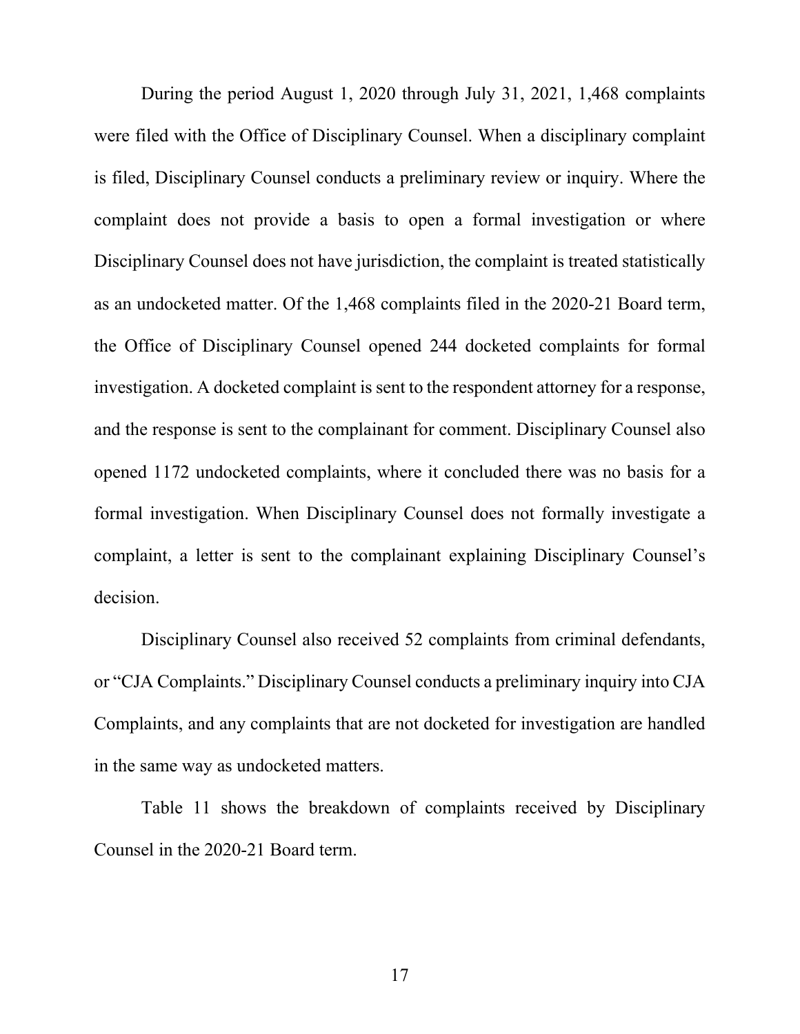During the period August 1, 2020 through July 31, 2021, 1,468 complaints were filed with the Office of Disciplinary Counsel. When a disciplinary complaint is filed, Disciplinary Counsel conducts a preliminary review or inquiry. Where the complaint does not provide a basis to open a formal investigation or where Disciplinary Counsel does not have jurisdiction, the complaint is treated statistically as an undocketed matter. Of the 1,468 complaints filed in the 2020-21 Board term, the Office of Disciplinary Counsel opened 244 docketed complaints for formal investigation. A docketed complaint is sent to the respondent attorney for a response, and the response is sent to the complainant for comment. Disciplinary Counsel also opened 1172 undocketed complaints, where it concluded there was no basis for a formal investigation. When Disciplinary Counsel does not formally investigate a complaint, a letter is sent to the complainant explaining Disciplinary Counsel's decision.

Disciplinary Counsel also received 52 complaints from criminal defendants, or "CJA Complaints." Disciplinary Counsel conducts a preliminary inquiry into CJA Complaints, and any complaints that are not docketed for investigation are handled in the same way as undocketed matters.

Table 11 shows the breakdown of complaints received by Disciplinary Counsel in the 2020-21 Board term.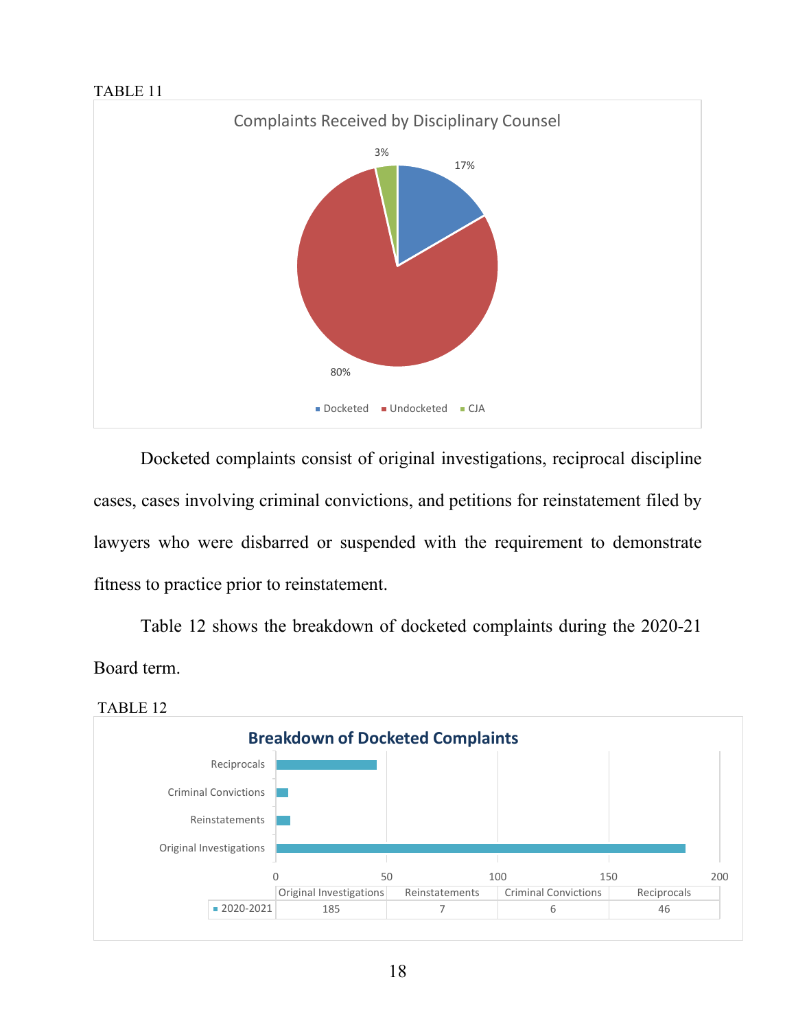TABLE 11

Complaints Received by Disciplinary Counsel

| Category | Percentage |
| --- | --- |
| Docketed | 17% |
| Undocketed | 80% |
| CJA | 3% |

Docketed complaints consist of original investigations, reciprocal discipline cases, cases involving criminal convictions, and petitions for reinstatement filed by lawyers who were disbarred or suspended with the requirement to demonstrate fitness to practice prior to reinstatement.

Table 12 shows the breakdown of docketed complaints during the 2020-21 Board term.

TABLE 12

**Breakdown of Docketed Complaints**

| | Original Investigations | Reinstatements | Criminal Convictions | Reciprocals |
| --- | --- | --- | --- | --- |
| 2020-2021 | 185 | 7 | 6 | 46 |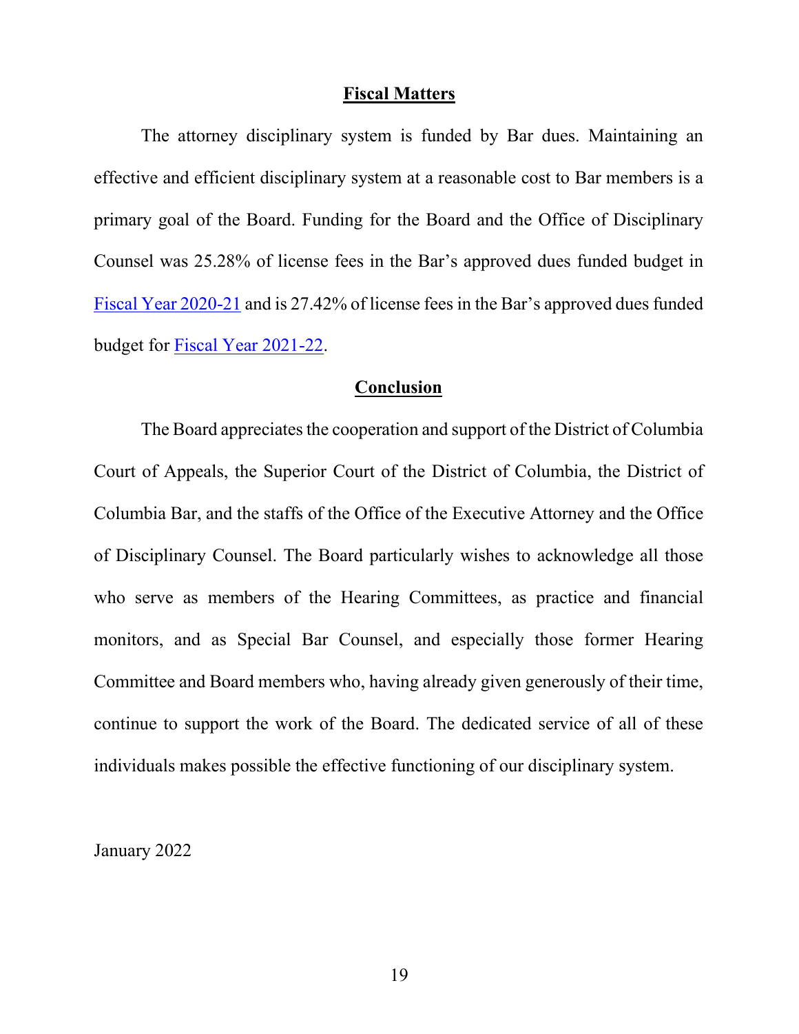## Fiscal Matters

The attorney disciplinary system is funded by Bar dues. Maintaining an effective and efficient disciplinary system at a reasonable cost to Bar members is a primary goal of the Board. Funding for the Board and the Office of Disciplinary Counsel was 25.28% of license fees in the Bar's approved dues funded budget in Fiscal Year 2020-21 and is 27.42% of license fees in the Bar's approved dues funded budget for Fiscal Year 2021-22.

## Conclusion

The Board appreciates the cooperation and support of the District of Columbia Court of Appeals, the Superior Court of the District of Columbia, the District of Columbia Bar, and the staffs of the Office of the Executive Attorney and the Office of Disciplinary Counsel. The Board particularly wishes to acknowledge all those who serve as members of the Hearing Committees, as practice and financial monitors, and as Special Bar Counsel, and especially those former Hearing Committee and Board members who, having already given generously of their time, continue to support the work of the Board. The dedicated service of all of these individuals makes possible the effective functioning of our disciplinary system.

January 2022